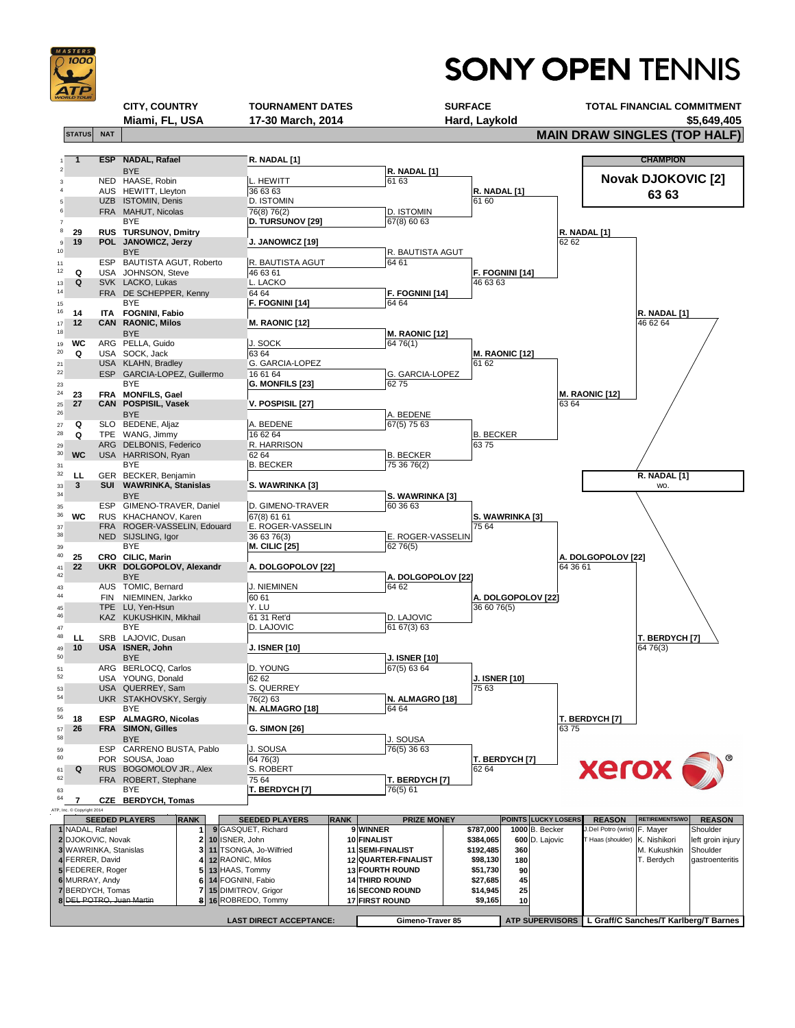# SONY OPEN TENNIS

| CITY, COUNTRY | TOURNAMENT DATES | SURFACE | TOTAL FINANCIAL COMMITMENT |
|---|---|---|---|
| Miami, FL, USA | 17-30 March, 2014 | Hard, Laykold | $5,649,405 |

## MAIN DRAW SINGLES (TOP HALF)

**CHAMPION**

**Novak DJOKOVIC [2]**
**63 63**

| # | STATUS | NAT | Player | Round 1 | Round 2 | Round 3 | Round of 16 | Quarterfinal | Semifinal |
|---|---|---|---|---|---|---|---|---|---|
| 1 | 1 | ESP | **NADAL, Rafael** | **R. NADAL [1]** | **R. NADAL [1]** 61 63 | **R. NADAL [1]** 61 60 | **R. NADAL [1]** 62 62 | **R. NADAL [1]** 46 62 64 | **R. NADAL [1]** wo. |
| 2 | | | BYE | | | | | | |
| 3 | | NED | HAASE, Robin | L. HEWITT 36 63 63 | | | | | |
| 4 | | AUS | HEWITT, Lleyton | | | | | | |
| 5 | | UZB | ISTOMIN, Denis | D. ISTOMIN 76(8) 76(2) | D. ISTOMIN 67(8) 60 63 | | | | |
| 6 | | FRA | MAHUT, Nicolas | | | | | | |
| 7 | | | BYE | **D. TURSUNOV [29]** | | | | | |
| 8 | 29 | RUS | **TURSUNOV, Dmitry** | | | | | | |
| 9 | 19 | POL | **JANOWICZ, Jerzy** | **J. JANOWICZ [19]** | R. BAUTISTA AGUT 64 61 | **F. FOGNINI [14]** 46 63 63 | | | |
| 10 | | | BYE | | | | | | |
| 11 | | ESP | BAUTISTA AGUT, Roberto | R. BAUTISTA AGUT 46 63 61 | | | | | |
| 12 | Q | USA | JOHNSON, Steve | | | | | | |
| 13 | Q | SVK | LACKO, Lukas | L. LACKO 64 64 | **F. FOGNINI [14]** 64 64 | | | | |
| 14 | | FRA | DE SCHEPPER, Kenny | | | | | | |
| 15 | | | BYE | **F. FOGNINI [14]** | | | | | |
| 16 | 14 | ITA | **FOGNINI, Fabio** | | | | | | |
| 17 | 12 | CAN | **RAONIC, Milos** | **M. RAONIC [12]** | **M. RAONIC [12]** 64 76(1) | **M. RAONIC [12]** 61 62 | **M. RAONIC [12]** 63 64 | | |
| 18 | | | BYE | | | | | | |
| 19 | WC | ARG | PELLA, Guido | J. SOCK 63 64 | | | | | |
| 20 | Q | USA | SOCK, Jack | | | | | | |
| 21 | | USA | KLAHN, Bradley | G. GARCIA-LOPEZ 16 61 64 | G. GARCIA-LOPEZ 62 75 | | | | |
| 22 | | ESP | GARCIA-LOPEZ, Guillermo | | | | | | |
| 23 | | | BYE | **G. MONFILS [23]** | | | | | |
| 24 | 23 | FRA | **MONFILS, Gael** | | | | | | |
| 25 | 27 | CAN | **POSPISIL, Vasek** | **V. POSPISIL [27]** | A. BEDENE 67(5) 75 63 | B. BECKER 63 75 | | | |
| 26 | | | BYE | | | | | | |
| 27 | Q | SLO | BEDENE, Aljaz | A. BEDENE 16 62 64 | | | | | |
| 28 | Q | TPE | WANG, Jimmy | | | | | | |
| 29 | | ARG | DELBONIS, Federico | R. HARRISON 62 64 | B. BECKER 75 36 76(2) | | | | |
| 30 | WC | USA | HARRISON, Ryan | | | | | | |
| 31 | | | BYE | B. BECKER | | | | | |
| 32 | LL | GER | BECKER, Benjamin | | | | | | |
| 33 | 3 | SUI | **WAWRINKA, Stanislas** | **S. WAWRINKA [3]** | **S. WAWRINKA [3]** 60 36 63 | **S. WAWRINKA [3]** 75 64 | **A. DOLGOPOLOV [22]** 64 36 61 | **T. BERDYCH [7]** 64 76(3) | |
| 34 | | | BYE | | | | | | |
| 35 | | ESP | GIMENO-TRAVER, Daniel | D. GIMENO-TRAVER 67(8) 61 61 | | | | | |
| 36 | WC | RUS | KHACHANOV, Karen | | | | | | |
| 37 | | FRA | ROGER-VASSELIN, Edouard | E. ROGER-VASSELIN 36 63 76(3) | E. ROGER-VASSELIN 62 76(5) | | | | |
| 38 | | NED | SIJSLING, Igor | | | | | | |
| 39 | | | BYE | **M. CILIC [25]** | | | | | |
| 40 | 25 | CRO | **CILIC, Marin** | | | | | | |
| 41 | 22 | UKR | **DOLGOPOLOV, Alexandr** | **A. DOLGOPOLOV [22]** | **A. DOLGOPOLOV [22]** 64 62 | **A. DOLGOPOLOV [22]** 36 60 76(5) | | | |
| 42 | | | BYE | | | | | | |
| 43 | | AUS | TOMIC, Bernard | J. NIEMINEN 60 61 | | | | | |
| 44 | | FIN | NIEMINEN, Jarkko | | | | | | |
| 45 | | TPE | LU, Yen-Hsun | Y. LU 61 31 Ret'd | D. LAJOVIC 61 67(3) 63 | | | | |
| 46 | | KAZ | KUKUSHKIN, Mikhail | | | | | | |
| 47 | | | BYE | D. LAJOVIC | | | | | |
| 48 | LL | SRB | LAJOVIC, Dusan | | | | | | |
| 49 | 10 | USA | **ISNER, John** | **J. ISNER [10]** | **J. ISNER [10]** 67(5) 63 64 | **J. ISNER [10]** 75 63 | **T. BERDYCH [7]** 63 75 | | |
| 50 | | | BYE | | | | | | |
| 51 | | ARG | BERLOCQ, Carlos | D. YOUNG 62 62 | | | | | |
| 52 | | USA | YOUNG, Donald | | | | | | |
| 53 | | USA | QUERREY, Sam | S. QUERREY 76(2) 63 | **N. ALMAGRO [18]** 64 64 | | | | |
| 54 | | UKR | STAKHOVSKY, Sergiy | | | | | | |
| 55 | | | BYE | **N. ALMAGRO [18]** | | | | | |
| 56 | 18 | ESP | **ALMAGRO, Nicolas** | | | | | | |
| 57 | 26 | FRA | **SIMON, Gilles** | **G. SIMON [26]** | J. SOUSA 76(5) 36 63 | **T. BERDYCH [7]** 62 64 | | | |
| 58 | | | BYE | | | | | | |
| 59 | | ESP | CARRENO BUSTA, Pablo | J. SOUSA 64 76(3) | | | | | |
| 60 | | POR | SOUSA, Joao | | | | | | |
| 61 | Q | RUS | BOGOMOLOV JR., Alex | S. ROBERT 75 64 | **T. BERDYCH [7]** 76(5) 61 | | | | |
| 62 | | FRA | ROBERT, Stephane | | | | | | |
| 63 | | | BYE | **T. BERDYCH [7]** | | | | | |
| 64 | 7 | CZE | **BERDYCH, Tomas** | | | | | | |

ATP, Inc. © Copyright 2014

| | SEEDED PLAYERS | RANK | | SEEDED PLAYERS | RANK | PRIZE MONEY | | POINTS | LUCKY LOSERS | REASON | RETIREMENTS/WO | REASON |
|---|---|---|---|---|---|---|---|---|---|---|---|---|
| 1 | NADAL, Rafael | 1 | 9 | GASQUET, Richard | 9 | WINNER | $787,000 | 1000 | B. Becker | J.Del Potro (wrist) | F. Mayer | Shoulder |
| 2 | DJOKOVIC, Novak | 2 | 10 | ISNER, John | 10 | FINALIST | $384,065 | 600 | D. Lajovic | T Haas (shoulder) | K. Nishikori | left groin injury |
| 3 | WAWRINKA, Stanislas | 3 | 11 | TSONGA, Jo-Wilfried | 11 | SEMI-FINALIST | $192,485 | 360 | | | M. Kukushkin | Shoulder |
| 4 | FERRER, David | 4 | 12 | RAONIC, Milos | 12 | QUARTER-FINALIST | $98,130 | 180 | | | T. Berdych | gastroenteritis |
| 5 | FEDERER, Roger | 5 | 13 | HAAS, Tommy | 13 | FOURTH ROUND | $51,730 | 90 | | | | |
| 6 | MURRAY, Andy | 6 | 14 | FOGNINI, Fabio | 14 | THIRD ROUND | $27,685 | 45 | | | | |
| 7 | BERDYCH, Tomas | 7 | 15 | DIMITROV, Grigor | 16 | SECOND ROUND | $14,945 | 25 | | | | |
| 8 | ~~DEL POTRO, Juan Martin~~ | 8 | 16 | ROBREDO, Tommy | 17 | FIRST ROUND | $9,165 | 10 | | | | |

LAST DIRECT ACCEPTANCE: Gimeno-Traver 85

ATP SUPERVISORS: L Graff/C Sanches/T Karlberg/T Barnes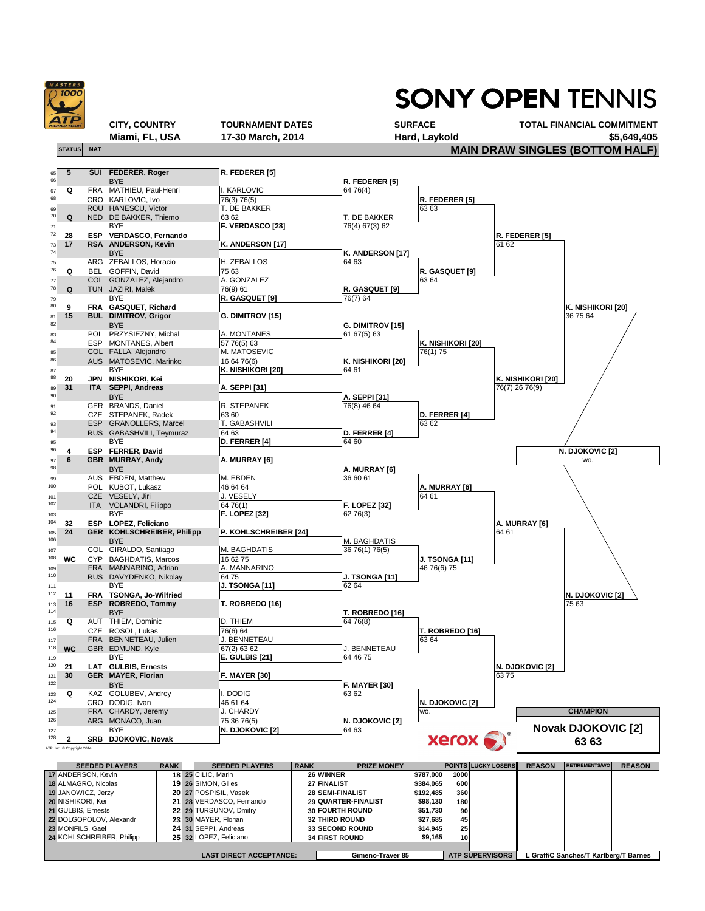# SONY OPEN TENNIS

| CITY, COUNTRY | TOURNAMENT DATES | SURFACE | TOTAL FINANCIAL COMMITMENT |
|---|---|---|---|
| Miami, FL, USA | 17-30 March, 2014 | Hard, Laykold | $5,649,405 |

## MAIN DRAW SINGLES (BOTTOM HALF)

| # | STATUS | NAT | Player | Second Round | Third Round | Fourth Round | Quarter-Final | Semi-Final | Final |
|---|---|---|---|---|---|---|---|---|---|
| 65 | 5 | SUI | FEDERER, Roger | R. FEDERER [5] | R. FEDERER [5] 64 76(4) | R. FEDERER [5] 63 63 | R. FEDERER [5] 61 62 | K. NISHIKORI [20] 36 75 64 | N. DJOKOVIC [2] WO. |
| 66 | | | BYE | | | | | | |
| 67 | Q | FRA | MATHIEU, Paul-Henri | I. KARLOVIC 76(3) 76(5) | | | | | |
| 68 | | CRO | KARLOVIC, Ivo | | | | | | |
| 69 | | ROU | HANESCU, Victor | T. DE BAKKER 63 62 | T. DE BAKKER 76(4) 67(3) 62 | | | | |
| 70 | Q | NED | DE BAKKER, Thiemo | | | | | | |
| 71 | | | BYE | F. VERDASCO [28] | | | | | |
| 72 | 28 | ESP | VERDASCO, Fernando | | | | | | |
| 73 | 17 | RSA | ANDERSON, Kevin | K. ANDERSON [17] | K. ANDERSON [17] 64 63 | R. GASQUET [9] 63 64 | | | |
| 74 | | | BYE | | | | | | |
| 75 | | ARG | ZEBALLOS, Horacio | H. ZEBALLOS 75 63 | | | | | |
| 76 | Q | BEL | GOFFIN, David | | | | | | |
| 77 | | COL | GONZALEZ, Alejandro | A. GONZALEZ 76(9) 61 | R. GASQUET [9] 76(7) 64 | | | | |
| 78 | Q | TUN | JAZIRI, Malek | | | | | | |
| 79 | | | BYE | R. GASQUET [9] | | | | | |
| 80 | 9 | FRA | GASQUET, Richard | | | | | | |
| 81 | 15 | BUL | DIMITROV, Grigor | G. DIMITROV [15] | G. DIMITROV [15] 61 67(5) 63 | K. NISHIKORI [20] 76(1) 75 | K. NISHIKORI [20] 76(7) 26 76(9) | | |
| 82 | | | BYE | | | | | | |
| 83 | | POL | PRZYSIEZNY, Michal | A. MONTANES 57 76(5) 63 | | | | | |
| 84 | | ESP | MONTANES, Albert | | | | | | |
| 85 | | COL | FALLA, Alejandro | M. MATOSEVIC 16 64 76(6) | K. NISHIKORI [20] 64 61 | | | | |
| 86 | | AUS | MATOSEVIC, Marinko | | | | | | |
| 87 | | | BYE | K. NISHIKORI [20] | | | | | |
| 88 | 20 | JPN | NISHIKORI, Kei | | | | | | |
| 89 | 31 | ITA | SEPPI, Andreas | A. SEPPI [31] | A. SEPPI [31] 76(8) 46 64 | D. FERRER [4] 63 62 | | | |
| 90 | | | BYE | | | | | | |
| 91 | | GER | BRANDS, Daniel | R. STEPANEK 63 60 | | | | | |
| 92 | | CZE | STEPANEK, Radek | | | | | | |
| 93 | | ESP | GRANOLLERS, Marcel | T. GABASHVILI 64 63 | D. FERRER [4] 64 60 | | | | |
| 94 | | RUS | GABASHVILI, Teymuraz | | | | | | |
| 95 | | | BYE | D. FERRER [4] | | | | | |
| 96 | 4 | ESP | FERRER, David | | | | | | |
| 97 | 6 | GBR | MURRAY, Andy | A. MURRAY [6] | A. MURRAY [6] 36 60 61 | A. MURRAY [6] 64 61 | A. MURRAY [6] 64 61 | N. DJOKOVIC [2] 75 63 | |
| 98 | | | BYE | | | | | | |
| 99 | | AUS | EBDEN, Matthew | M. EBDEN 46 64 64 | | | | | |
| 100 | | POL | KUBOT, Lukasz | | | | | | |
| 101 | | CZE | VESELY, Jiri | J. VESELY 64 76(1) | F. LOPEZ [32] 62 76(3) | | | | |
| 102 | | ITA | VOLANDRI, Filippo | | | | | | |
| 103 | | | BYE | F. LOPEZ [32] | | | | | |
| 104 | 32 | ESP | LOPEZ, Feliciano | | | | | | |
| 105 | 24 | GER | KOHLSCHREIBER, Philipp | P. KOHLSCHREIBER [24] | M. BAGHDATIS 36 76(1) 76(5) | J. TSONGA [11] 46 76(6) 75 | | | |
| 106 | | | BYE | | | | | | |
| 107 | | COL | GIRALDO, Santiago | M. BAGHDATIS 16 62 75 | | | | | |
| 108 | WC | CYP | BAGHDATIS, Marcos | | | | | | |
| 109 | | FRA | MANNARINO, Adrian | A. MANNARINO 64 75 | J. TSONGA [11] 62 64 | | | | |
| 110 | | RUS | DAVYDENKO, Nikolay | | | | | | |
| 111 | | | BYE | J. TSONGA [11] | | | | | |
| 112 | 11 | FRA | TSONGA, Jo-Wilfried | | | | | | |
| 113 | 16 | ESP | ROBREDO, Tommy | T. ROBREDO [16] | T. ROBREDO [16] 64 76(8) | T. ROBREDO [16] 63 64 | N. DJOKOVIC [2] 63 75 | | |
| 114 | | | BYE | | | | | | |
| 115 | Q | AUT | THIEM, Dominic | D. THIEM 76(6) 64 | | | | | |
| 116 | | CZE | ROSOL, Lukas | | | | | | |
| 117 | | FRA | BENNETEAU, Julien | J. BENNETEAU 67(2) 63 62 | J. BENNETEAU 64 46 75 | | | | |
| 118 | WC | GBR | EDMUND, Kyle | | | | | | |
| 119 | | | BYE | E. GULBIS [21] | | | | | |
| 120 | 21 | LAT | GULBIS, Ernests | | | | | | |
| 121 | 30 | GER | MAYER, Florian | F. MAYER [30] | F. MAYER [30] 63 62 | N. DJOKOVIC [2] WO. | | | |
| 122 | | | BYE | | | | | | |
| 123 | Q | KAZ | GOLUBEV, Andrey | I. DODIG 46 61 64 | | | | | |
| 124 | | CRO | DODIG, Ivan | | | | | | |
| 125 | | FRA | CHARDY, Jeremy | J. CHARDY 75 36 76(5) | N. DJOKOVIC [2] 64 63 | | | | |
| 126 | | ARG | MONACO, Juan | | | | | | |
| 127 | | | BYE | N. DJOKOVIC [2] | | | | | |
| 128 | 2 | SRB | DJOKOVIC, Novak | | | | | | |

**CHAMPION**

**Novak DJOKOVIC [2]**
**63 63**

ATP, Inc. © Copyright 2014

| SEEDED PLAYERS | RANK | SEEDED PLAYERS | RANK | PRIZE MONEY | | POINTS | LUCKY LOSERS | REASON | RETIREMENTS/WO | REASON |
|---|---|---|---|---|---|---|---|---|---|---|
| 17 ANDERSON, Kevin | 18 | 25 CILIC, Marin | 26 | WINNER | $787,000 | 1000 | | | | |
| 18 ALMAGRO, Nicolas | 19 | 26 SIMON, Gilles | 27 | FINALIST | $384,065 | 600 | | | | |
| 19 JANOWICZ, Jerzy | 20 | 27 POSPISIL, Vasek | 28 | SEMI-FINALIST | $192,485 | 360 | | | | |
| 20 NISHIKORI, Kei | 21 | 28 VERDASCO, Fernando | 29 | QUARTER-FINALIST | $98,130 | 180 | | | | |
| 21 GULBIS, Ernests | 22 | 29 TURSUNOV, Dmitry | 30 | FOURTH ROUND | $51,730 | 90 | | | | |
| 22 DOLGOPOLOV, Alexandr | 23 | 30 MAYER, Florian | 32 | THIRD ROUND | $27,685 | 45 | | | | |
| 23 MONFILS, Gael | 24 | 31 SEPPI, Andreas | 33 | SECOND ROUND | $14,945 | 25 | | | | |
| 24 KOHLSCHREIBER, Philipp | 25 | 32 LOPEZ, Feliciano | 34 | FIRST ROUND | $9,165 | 10 | | | | |

**LAST DIRECT ACCEPTANCE:** Gimeno-Traver 85

**ATP SUPERVISORS:** L Graff/C Sanches/T Karlberg/T Barnes